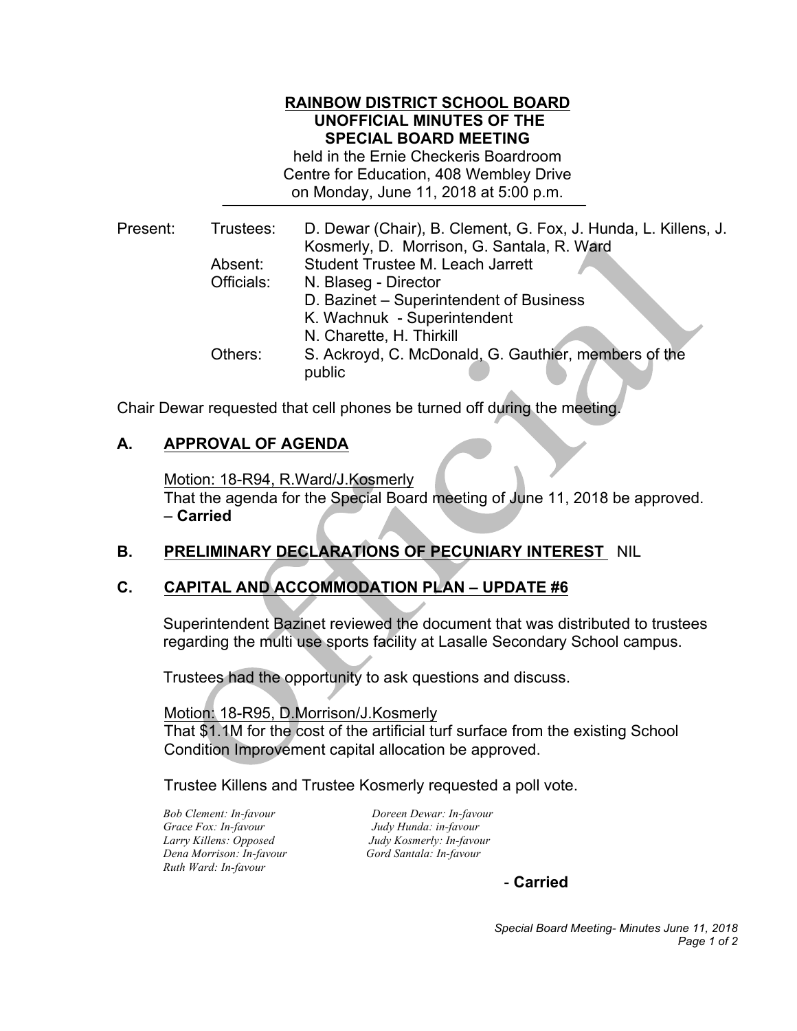# RAINBOW DISTRICT SCHOOL BOARD
## UNOFFICIAL MINUTES OF THE SPECIAL BOARD MEETING

held in the Ernie Checkeris Boardroom
Centre for Education, 408 Wembley Drive
on Monday, June 11, 2018 at 5:00 p.m.

| Present: | Trustees: | D. Dewar (Chair), B. Clement, G. Fox, J. Hunda, L. Killens, J. Kosmerly, D. Morrison, G. Santala, R. Ward |
|---|---|---|
| | Absent: | Student Trustee M. Leach Jarrett |
| | Officials: | N. Blaseg - Director<br>D. Bazinet – Superintendent of Business<br>K. Wachnuk - Superintendent<br>N. Charette, H. Thirkill |
| | Others: | S. Ackroyd, C. McDonald, G. Gauthier, members of the public |

Chair Dewar requested that cell phones be turned off during the meeting.

## A. APPROVAL OF AGENDA

Motion: 18-R94, R.Ward/J.Kosmerly
That the agenda for the Special Board meeting of June 11, 2018 be approved.
– **Carried**

## B. PRELIMINARY DECLARATIONS OF PECUNIARY INTEREST NIL

## C. CAPITAL AND ACCOMMODATION PLAN – UPDATE #6

Superintendent Bazinet reviewed the document that was distributed to trustees regarding the multi use sports facility at Lasalle Secondary School campus.

Trustees had the opportunity to ask questions and discuss.

Motion: 18-R95, D.Morrison/J.Kosmerly
That $1.1M for the cost of the artificial turf surface from the existing School Condition Improvement capital allocation be approved.

Trustee Killens and Trustee Kosmerly requested a poll vote.

*Bob Clement: In-favour*
*Doreen Dewar: In-favour*
*Grace Fox: In-favour*
*Judy Hunda: in-favour*
*Larry Killens: Opposed*
*Judy Kosmerly: In-favour*
*Dena Morrison: In-favour*
*Gord Santala: In-favour*
*Ruth Ward: In-favour*

\- **Carried**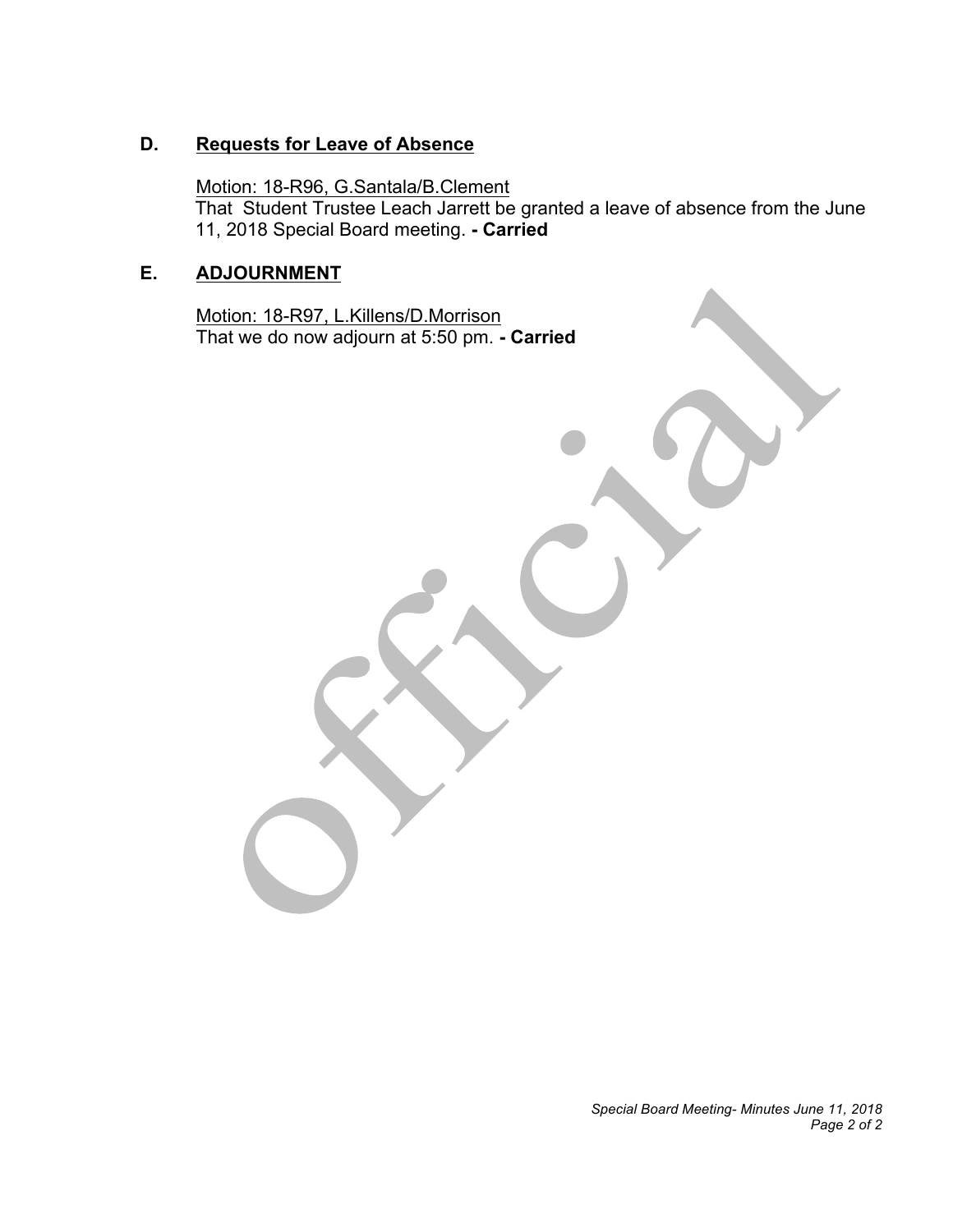## D. Requests for Leave of Absence

Motion: 18-R96, G.Santala/B.Clement
That Student Trustee Leach Jarrett be granted a leave of absence from the June 11, 2018 Special Board meeting. **- Carried**

## E. ADJOURNMENT

Motion: 18-R97, L.Killens/D.Morrison
That we do now adjourn at 5:50 pm. **- Carried**